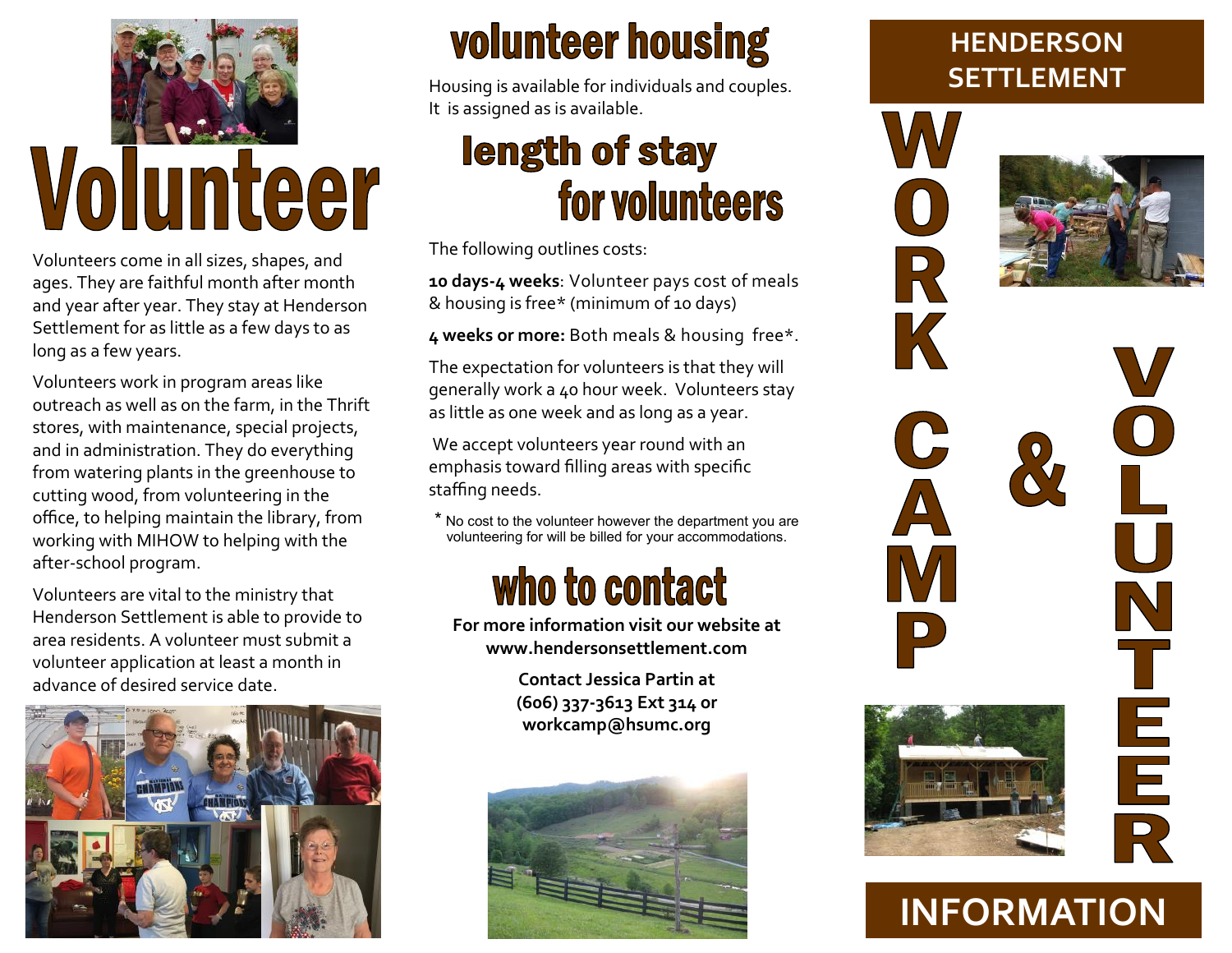# Volunteer

Volunteers come in all sizes, shapes, and ages. They are faithful month after month and year after year. They stay at Henderson Settlement for as little as a few days to as long as a few years.

Volunteers work in program areas like outreach as well as on the farm, in the Thrift stores, with maintenance, special projects, and in administration. They do everything from watering plants in the greenhouse to cutting wood, from volunteering in the office, to helping maintain the library, from working with MIHOW to helping with the after-school program.

Volunteers are vital to the ministry that Henderson Settlement is able to provide to area residents. A volunteer must submit a volunteer application at least a month in advance of desired service date.

## volunteer housing

Housing is available for individuals and couples. It is assigned as is available.

## length of stay for volunteers

The following outlines costs:

**10 days-4 weeks**: Volunteer pays cost of meals & housing is free* (minimum of 10 days)

**4 weeks or more:** Both meals & housing free*.

The expectation for volunteers is that they will generally work a 40 hour week. Volunteers stay as little as one week and as long as a year.

We accept volunteers year round with an emphasis toward filling areas with specific staffing needs.

* No cost to the volunteer however the department you are volunteering for will be billed for your accommodations.

## who to contact

**For more information visit our website at www.hendersonsettlement.com**

**Contact Jessica Partin at (606) 337-3613 Ext 314 or workcamp@hsumc.org**

# HENDERSON SETTLEMENT

# WORK CAMP & VOLUNTEER

# INFORMATION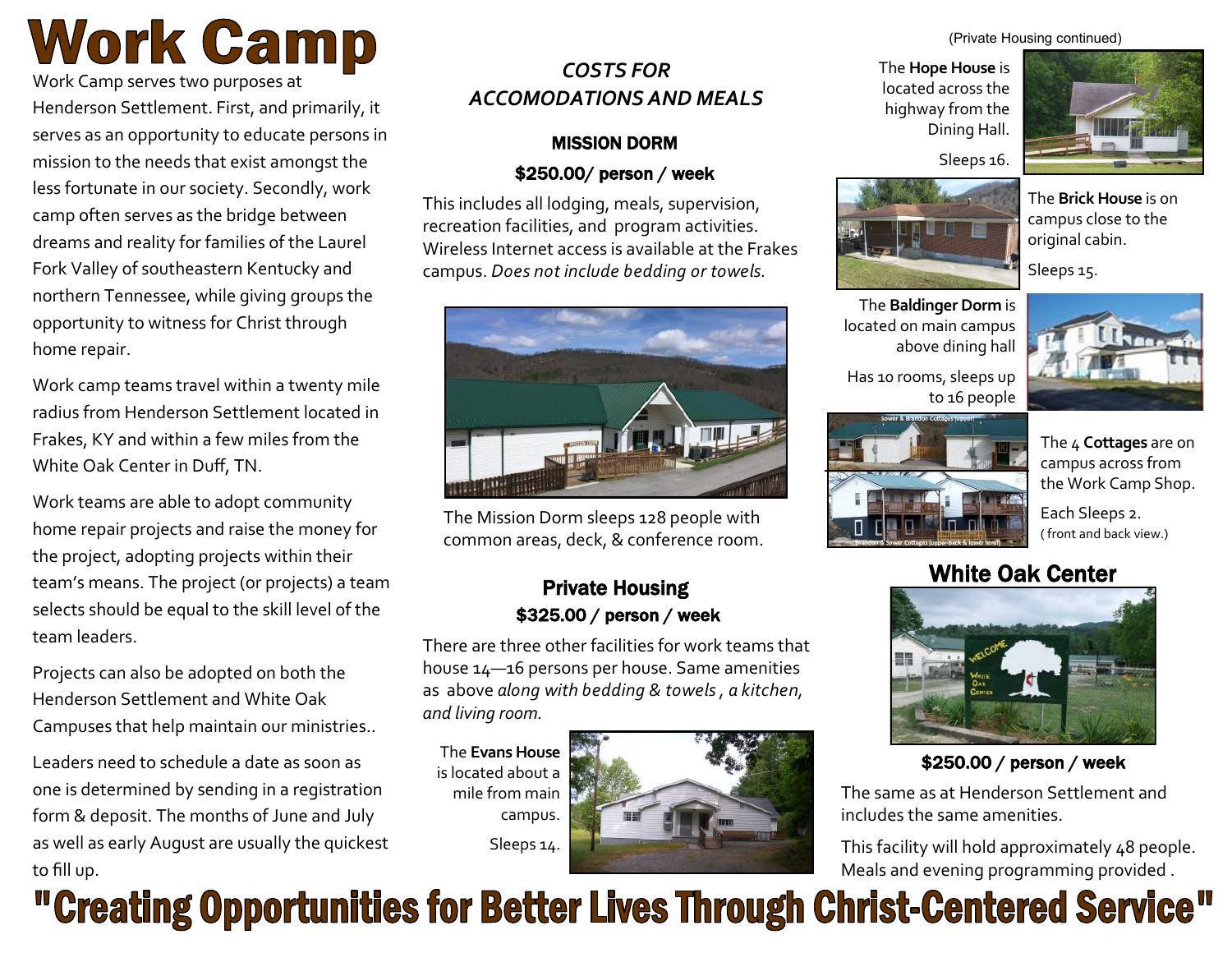# Work Camp

Work Camp serves two purposes at Henderson Settlement. First, and primarily, it serves as an opportunity to educate persons in mission to the needs that exist amongst the less fortunate in our society. Secondly, work camp often serves as the bridge between dreams and reality for families of the Laurel Fork Valley of southeastern Kentucky and northern Tennessee, while giving groups the opportunity to witness for Christ through home repair.

Work camp teams travel within a twenty mile radius from Henderson Settlement located in Frakes, KY and within a few miles from the White Oak Center in Duff, TN.

Work teams are able to adopt community home repair projects and raise the money for the project, adopting projects within their team's means. The project (or projects) a team selects should be equal to the skill level of the team leaders.

Projects can also be adopted on both the Henderson Settlement and White Oak Campuses that help maintain our ministries..

Leaders need to schedule a date as soon as one is determined by sending in a registration form & deposit. The months of June and July as well as early August are usually the quickest to fill up.

## *COSTS FOR ACCOMODATIONS AND MEALS*

### MISSION DORM

**$250.00/ person / week**

This includes all lodging, meals, supervision, recreation facilities, and program activities. Wireless Internet access is available at the Frakes campus. *Does not include bedding or towels.*

The Mission Dorm sleeps 128 people with common areas, deck, & conference room.

### Private Housing

**$325.00 / person / week**

There are three other facilities for work teams that house 14—16 persons per house. Same amenities as above *along with bedding & towels , a kitchen, and living room.*

The **Evans House** is located about a mile from main campus.

Sleeps 14.

(Private Housing continued)

The **Hope House** is located across the highway from the Dining Hall.

Sleeps 16.

The **Brick House** is on campus close to the original cabin.

Sleeps 15.

The **Baldinger Dorm** is located on main campus above dining hall

Has 10 rooms, sleeps up to 16 people

Sower & Brandon Cottages (upper)

Brandon & Sower Cottages (upper back & lower level)

The 4 **Cottages** are on campus across from the Work Camp Shop.

Each Sleeps 2.

( front and back view.)

### White Oak Center

**$250.00 / person / week**

The same as at Henderson Settlement and includes the same amenities.

This facility will hold approximately 48 people. Meals and evening programming provided .

**"Creating Opportunities for Better Lives Through Christ-Centered Service"**